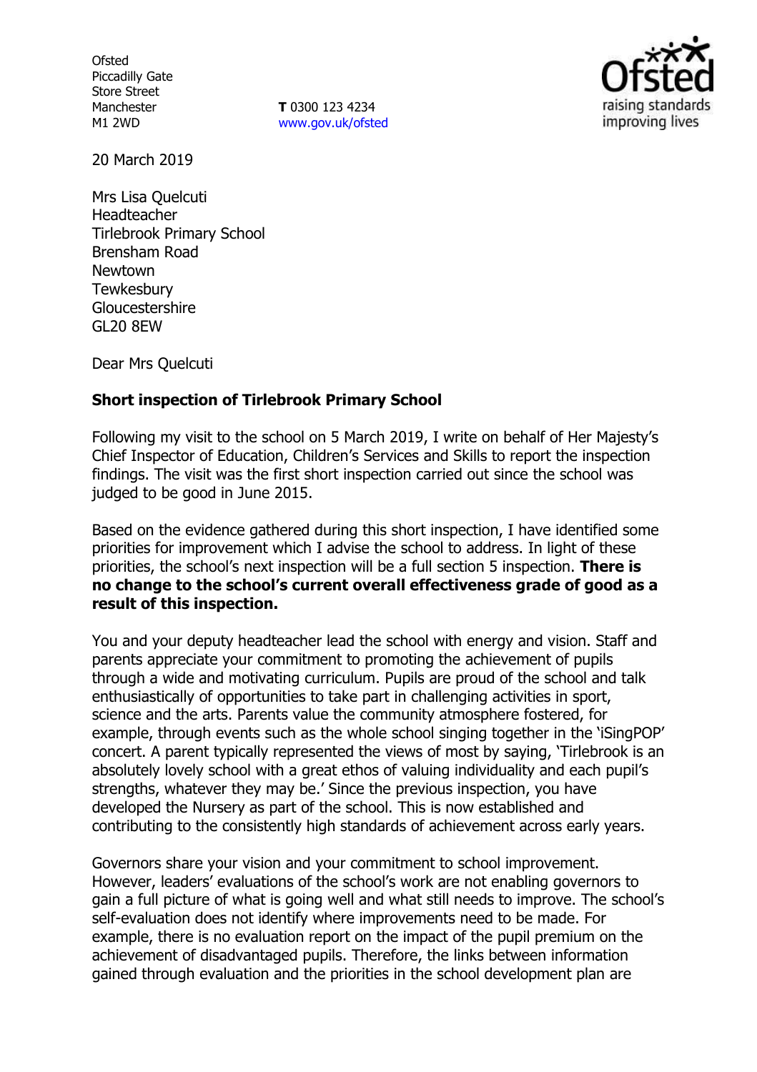Ofsted
Piccadilly Gate
Store Street
Manchester
M1 2WD

**T** 0300 123 4234
www.gov.uk/ofsted

20 March 2019

Mrs Lisa Quelcuti
Headteacher
Tirlebrook Primary School
Brensham Road
Newtown
Tewkesbury
Gloucestershire
GL20 8EW

Dear Mrs Quelcuti

**Short inspection of Tirlebrook Primary School**

Following my visit to the school on 5 March 2019, I write on behalf of Her Majesty's Chief Inspector of Education, Children's Services and Skills to report the inspection findings. The visit was the first short inspection carried out since the school was judged to be good in June 2015.

Based on the evidence gathered during this short inspection, I have identified some priorities for improvement which I advise the school to address. In light of these priorities, the school's next inspection will be a full section 5 inspection. **There is no change to the school's current overall effectiveness grade of good as a result of this inspection.**

You and your deputy headteacher lead the school with energy and vision. Staff and parents appreciate your commitment to promoting the achievement of pupils through a wide and motivating curriculum. Pupils are proud of the school and talk enthusiastically of opportunities to take part in challenging activities in sport, science and the arts. Parents value the community atmosphere fostered, for example, through events such as the whole school singing together in the 'iSingPOP' concert. A parent typically represented the views of most by saying, 'Tirlebrook is an absolutely lovely school with a great ethos of valuing individuality and each pupil's strengths, whatever they may be.' Since the previous inspection, you have developed the Nursery as part of the school. This is now established and contributing to the consistently high standards of achievement across early years.

Governors share your vision and your commitment to school improvement. However, leaders' evaluations of the school's work are not enabling governors to gain a full picture of what is going well and what still needs to improve. The school's self-evaluation does not identify where improvements need to be made. For example, there is no evaluation report on the impact of the pupil premium on the achievement of disadvantaged pupils. Therefore, the links between information gained through evaluation and the priorities in the school development plan are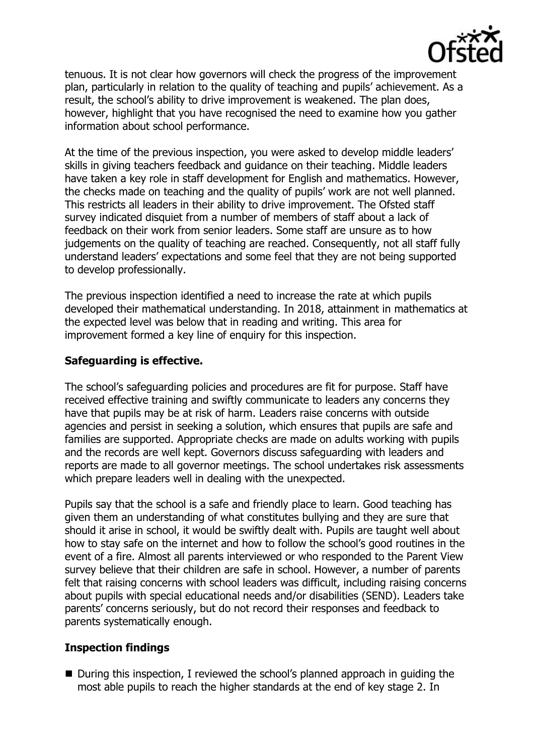tenuous. It is not clear how governors will check the progress of the improvement plan, particularly in relation to the quality of teaching and pupils' achievement. As a result, the school's ability to drive improvement is weakened. The plan does, however, highlight that you have recognised the need to examine how you gather information about school performance.

At the time of the previous inspection, you were asked to develop middle leaders' skills in giving teachers feedback and guidance on their teaching. Middle leaders have taken a key role in staff development for English and mathematics. However, the checks made on teaching and the quality of pupils' work are not well planned. This restricts all leaders in their ability to drive improvement. The Ofsted staff survey indicated disquiet from a number of members of staff about a lack of feedback on their work from senior leaders. Some staff are unsure as to how judgements on the quality of teaching are reached. Consequently, not all staff fully understand leaders' expectations and some feel that they are not being supported to develop professionally.

The previous inspection identified a need to increase the rate at which pupils developed their mathematical understanding. In 2018, attainment in mathematics at the expected level was below that in reading and writing. This area for improvement formed a key line of enquiry for this inspection.

**Safeguarding is effective.**

The school's safeguarding policies and procedures are fit for purpose. Staff have received effective training and swiftly communicate to leaders any concerns they have that pupils may be at risk of harm. Leaders raise concerns with outside agencies and persist in seeking a solution, which ensures that pupils are safe and families are supported. Appropriate checks are made on adults working with pupils and the records are well kept. Governors discuss safeguarding with leaders and reports are made to all governor meetings. The school undertakes risk assessments which prepare leaders well in dealing with the unexpected.

Pupils say that the school is a safe and friendly place to learn. Good teaching has given them an understanding of what constitutes bullying and they are sure that should it arise in school, it would be swiftly dealt with. Pupils are taught well about how to stay safe on the internet and how to follow the school's good routines in the event of a fire. Almost all parents interviewed or who responded to the Parent View survey believe that their children are safe in school. However, a number of parents felt that raising concerns with school leaders was difficult, including raising concerns about pupils with special educational needs and/or disabilities (SEND). Leaders take parents' concerns seriously, but do not record their responses and feedback to parents systematically enough.

**Inspection findings**

- During this inspection, I reviewed the school's planned approach in guiding the most able pupils to reach the higher standards at the end of key stage 2. In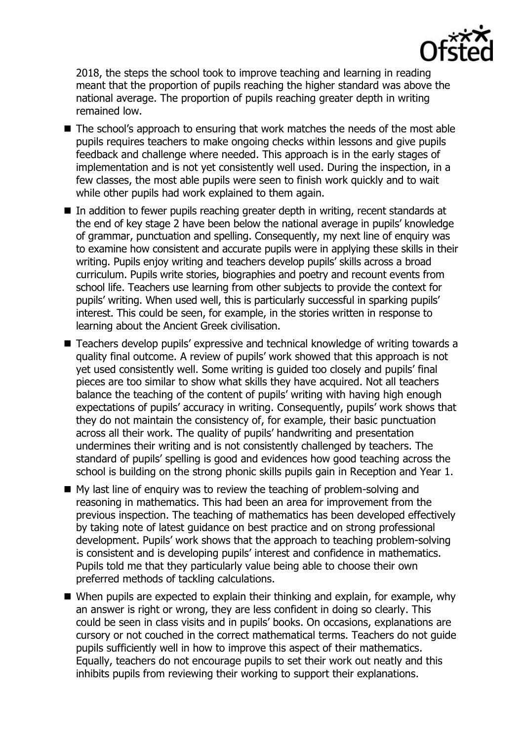2018, the steps the school took to improve teaching and learning in reading meant that the proportion of pupils reaching the higher standard was above the national average. The proportion of pupils reaching greater depth in writing remained low.

- The school's approach to ensuring that work matches the needs of the most able pupils requires teachers to make ongoing checks within lessons and give pupils feedback and challenge where needed. This approach is in the early stages of implementation and is not yet consistently well used. During the inspection, in a few classes, the most able pupils were seen to finish work quickly and to wait while other pupils had work explained to them again.
- In addition to fewer pupils reaching greater depth in writing, recent standards at the end of key stage 2 have been below the national average in pupils' knowledge of grammar, punctuation and spelling. Consequently, my next line of enquiry was to examine how consistent and accurate pupils were in applying these skills in their writing. Pupils enjoy writing and teachers develop pupils' skills across a broad curriculum. Pupils write stories, biographies and poetry and recount events from school life. Teachers use learning from other subjects to provide the context for pupils' writing. When used well, this is particularly successful in sparking pupils' interest. This could be seen, for example, in the stories written in response to learning about the Ancient Greek civilisation.
- Teachers develop pupils' expressive and technical knowledge of writing towards a quality final outcome. A review of pupils' work showed that this approach is not yet used consistently well. Some writing is guided too closely and pupils' final pieces are too similar to show what skills they have acquired. Not all teachers balance the teaching of the content of pupils' writing with having high enough expectations of pupils' accuracy in writing. Consequently, pupils' work shows that they do not maintain the consistency of, for example, their basic punctuation across all their work. The quality of pupils' handwriting and presentation undermines their writing and is not consistently challenged by teachers. The standard of pupils' spelling is good and evidences how good teaching across the school is building on the strong phonic skills pupils gain in Reception and Year 1.
- My last line of enquiry was to review the teaching of problem-solving and reasoning in mathematics. This had been an area for improvement from the previous inspection. The teaching of mathematics has been developed effectively by taking note of latest guidance on best practice and on strong professional development. Pupils' work shows that the approach to teaching problem-solving is consistent and is developing pupils' interest and confidence in mathematics. Pupils told me that they particularly value being able to choose their own preferred methods of tackling calculations.
- When pupils are expected to explain their thinking and explain, for example, why an answer is right or wrong, they are less confident in doing so clearly. This could be seen in class visits and in pupils' books. On occasions, explanations are cursory or not couched in the correct mathematical terms. Teachers do not guide pupils sufficiently well in how to improve this aspect of their mathematics. Equally, teachers do not encourage pupils to set their work out neatly and this inhibits pupils from reviewing their working to support their explanations.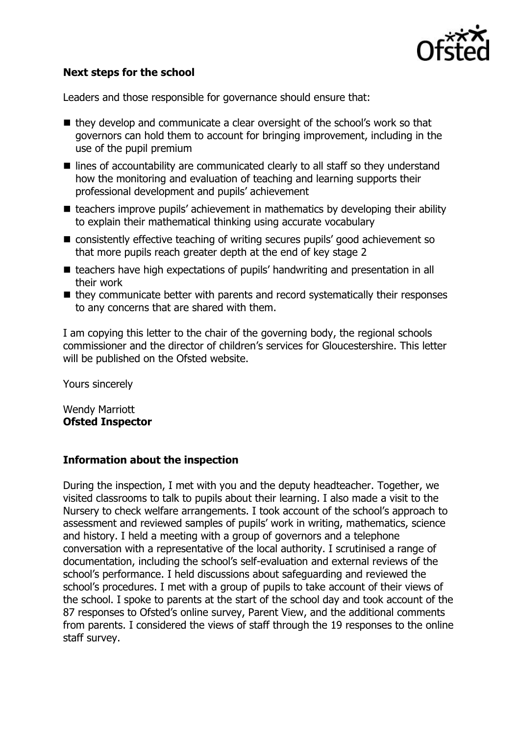**Next steps for the school**

Leaders and those responsible for governance should ensure that:

- they develop and communicate a clear oversight of the school's work so that governors can hold them to account for bringing improvement, including in the use of the pupil premium
- lines of accountability are communicated clearly to all staff so they understand how the monitoring and evaluation of teaching and learning supports their professional development and pupils' achievement
- teachers improve pupils' achievement in mathematics by developing their ability to explain their mathematical thinking using accurate vocabulary
- consistently effective teaching of writing secures pupils' good achievement so that more pupils reach greater depth at the end of key stage 2
- teachers have high expectations of pupils' handwriting and presentation in all their work
- they communicate better with parents and record systematically their responses to any concerns that are shared with them.

I am copying this letter to the chair of the governing body, the regional schools commissioner and the director of children's services for Gloucestershire. This letter will be published on the Ofsted website.

Yours sincerely

Wendy Marriott
**Ofsted Inspector**

## Information about the inspection

During the inspection, I met with you and the deputy headteacher. Together, we visited classrooms to talk to pupils about their learning. I also made a visit to the Nursery to check welfare arrangements. I took account of the school's approach to assessment and reviewed samples of pupils' work in writing, mathematics, science and history. I held a meeting with a group of governors and a telephone conversation with a representative of the local authority. I scrutinised a range of documentation, including the school's self-evaluation and external reviews of the school's performance. I held discussions about safeguarding and reviewed the school's procedures. I met with a group of pupils to take account of their views of the school. I spoke to parents at the start of the school day and took account of the 87 responses to Ofsted's online survey, Parent View, and the additional comments from parents. I considered the views of staff through the 19 responses to the online staff survey.